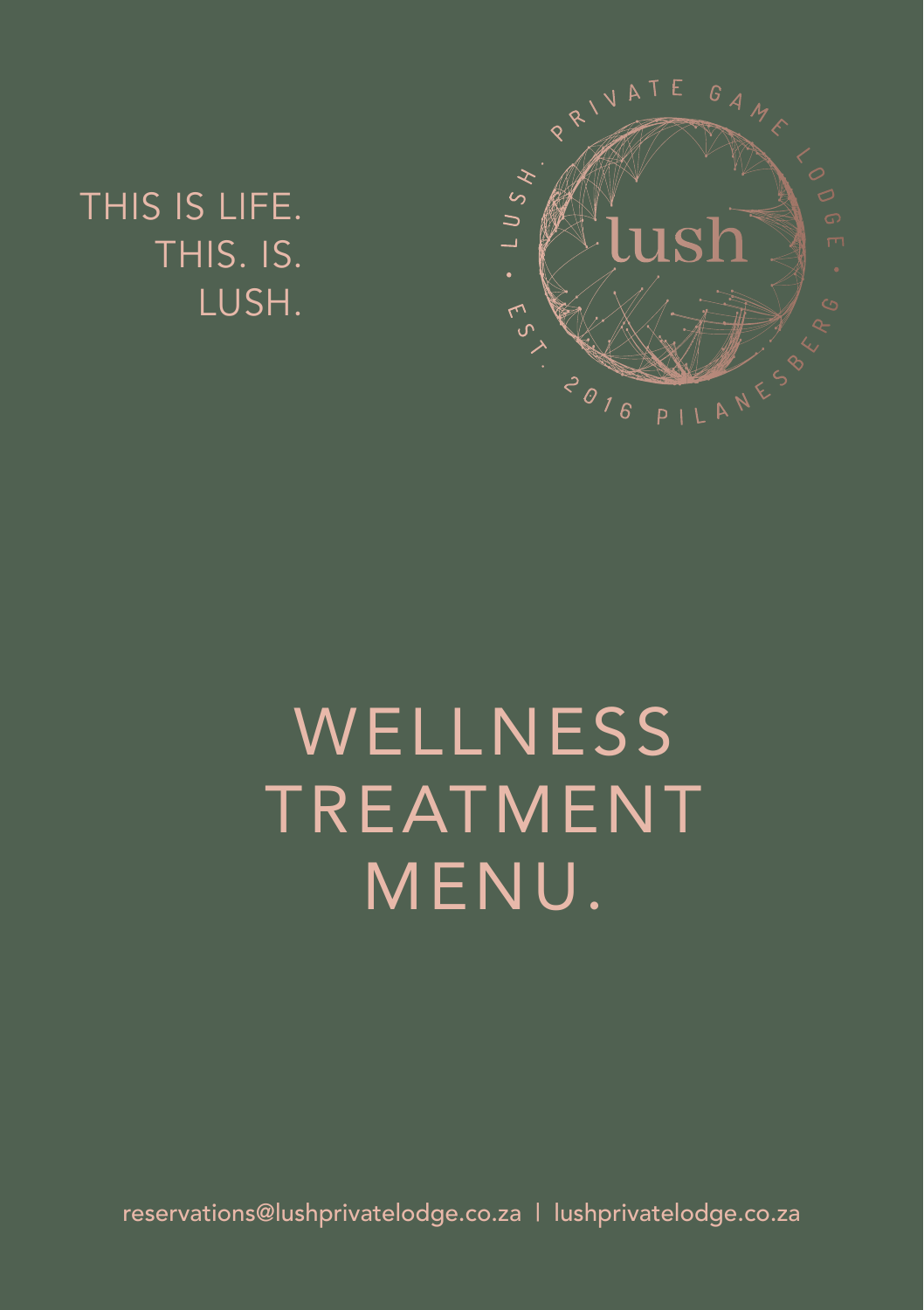THIS IS LIFE.
THIS. IS.
LUSH.

LUSH. PRIVATE GAME LODGE • EST. 2016 PILANESBERG •

lush

# WELLNESS TREATMENT MENU.

reservations@lushprivatelodge.co.za | lushprivatelodge.co.za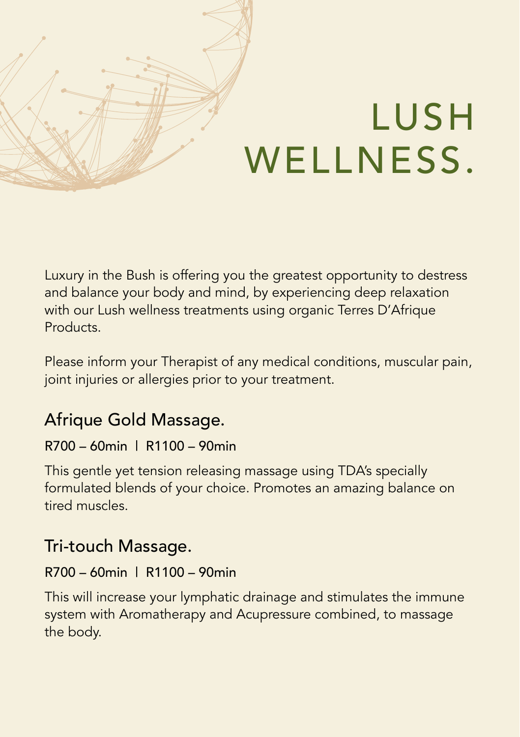# LUSH WELLNESS.

Luxury in the Bush is offering you the greatest opportunity to destress and balance your body and mind, by experiencing deep relaxation with our Lush wellness treatments using organic Terres D'Afrique Products.

Please inform your Therapist of any medical conditions, muscular pain, joint injuries or allergies prior to your treatment.

## Afrique Gold Massage.

R700 – 60min | R1100 – 90min

This gentle yet tension releasing massage using TDA's specially formulated blends of your choice. Promotes an amazing balance on tired muscles.

## Tri-touch Massage.

R700 – 60min | R1100 – 90min

This will increase your lymphatic drainage and stimulates the immune system with Aromatherapy and Acupressure combined, to massage the body.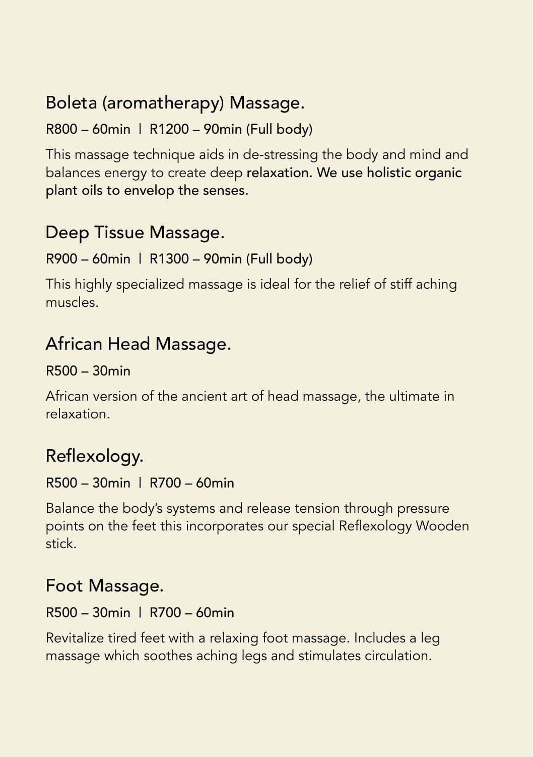## Boleta (aromatherapy) Massage.

R800 – 60min | R1200 – 90min (Full body)

This massage technique aids in de-stressing the body and mind and balances energy to create deep relaxation. We use holistic organic plant oils to envelop the senses.

## Deep Tissue Massage.

R900 – 60min | R1300 – 90min (Full body)

This highly specialized massage is ideal for the relief of stiff aching muscles.

## African Head Massage.

R500 – 30min

African version of the ancient art of head massage, the ultimate in relaxation.

## Reflexology.

R500 – 30min | R700 – 60min

Balance the body's systems and release tension through pressure points on the feet this incorporates our special Reflexology Wooden stick.

## Foot Massage.

R500 – 30min | R700 – 60min

Revitalize tired feet with a relaxing foot massage. Includes a leg massage which soothes aching legs and stimulates circulation.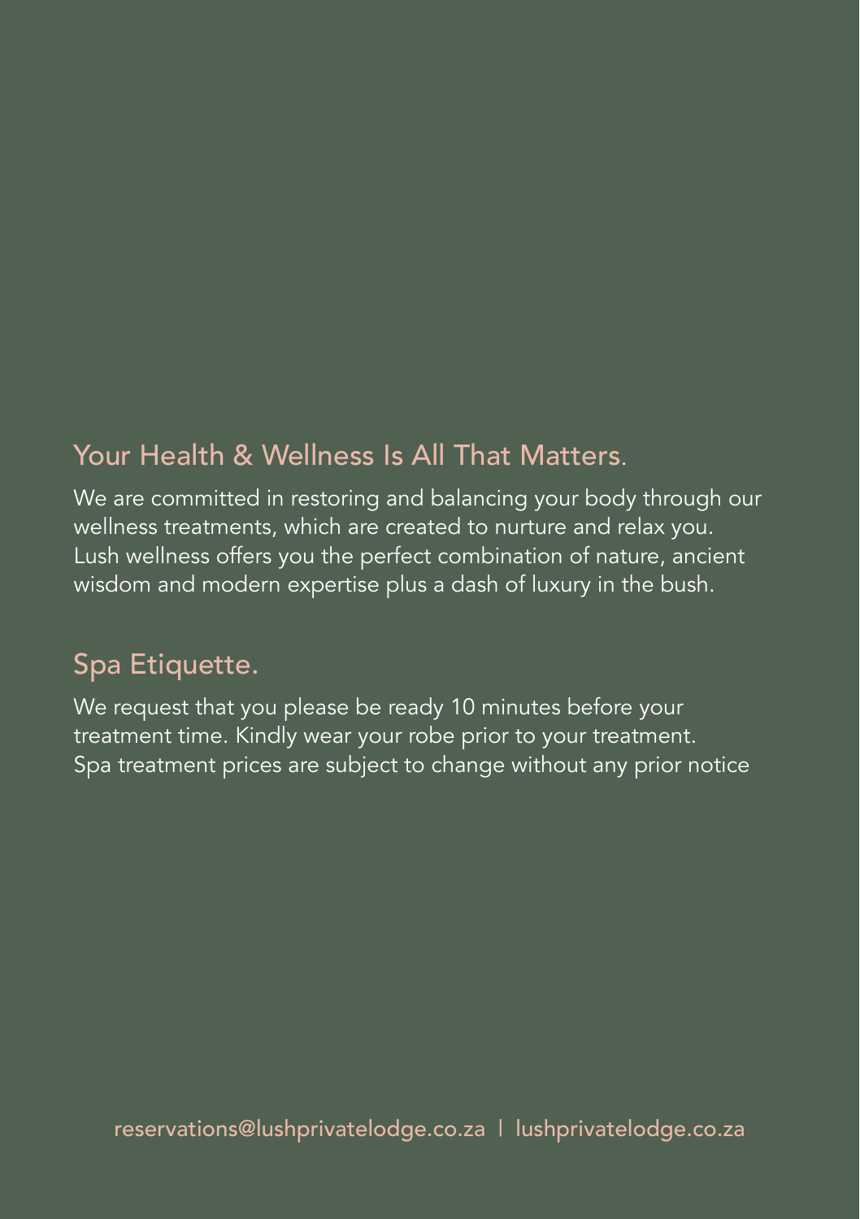## Your Health & Wellness Is All That Matters.

We are committed in restoring and balancing your body through our wellness treatments, which are created to nurture and relax you. Lush wellness offers you the perfect combination of nature, ancient wisdom and modern expertise plus a dash of luxury in the bush.

## Spa Etiquette.

We request that you please be ready 10 minutes before your treatment time. Kindly wear your robe prior to your treatment. Spa treatment prices are subject to change without any prior notice

reservations@lushprivatelodge.co.za | lushprivatelodge.co.za